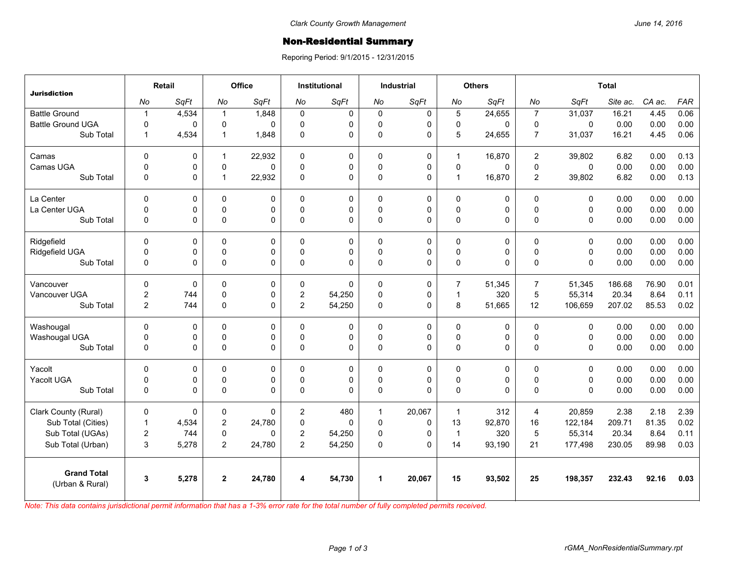Clark County Growth Management

June 14, 2016

# Non-Residential Summary

Reporing Period: 9/1/2015 - 12/31/2015

| Jurisdiction | Retail | | Office | | Institutional | | Industrial | | Others | | Total | | | | |
|---|---|---|---|---|---|---|---|---|---|---|---|---|---|---|---|
| | No | SqFt | No | SqFt | No | SqFt | No | SqFt | No | SqFt | No | SqFt | Site ac. | CA ac. | FAR |
| Battle Ground | 1 | 4,534 | 1 | 1,848 | 0 | 0 | 0 | 0 | 5 | 24,655 | 7 | 31,037 | 16.21 | 4.45 | 0.06 |
| Battle Ground UGA | 0 | 0 | 0 | 0 | 0 | 0 | 0 | 0 | 0 | 0 | 0 | 0 | 0.00 | 0.00 | 0.00 |
| Sub Total | 1 | 4,534 | 1 | 1,848 | 0 | 0 | 0 | 0 | 5 | 24,655 | 7 | 31,037 | 16.21 | 4.45 | 0.06 |
| Camas | 0 | 0 | 1 | 22,932 | 0 | 0 | 0 | 0 | 1 | 16,870 | 2 | 39,802 | 6.82 | 0.00 | 0.13 |
| Camas UGA | 0 | 0 | 0 | 0 | 0 | 0 | 0 | 0 | 0 | 0 | 0 | 0 | 0.00 | 0.00 | 0.00 |
| Sub Total | 0 | 0 | 1 | 22,932 | 0 | 0 | 0 | 0 | 1 | 16,870 | 2 | 39,802 | 6.82 | 0.00 | 0.13 |
| La Center | 0 | 0 | 0 | 0 | 0 | 0 | 0 | 0 | 0 | 0 | 0 | 0 | 0.00 | 0.00 | 0.00 |
| La Center UGA | 0 | 0 | 0 | 0 | 0 | 0 | 0 | 0 | 0 | 0 | 0 | 0 | 0.00 | 0.00 | 0.00 |
| Sub Total | 0 | 0 | 0 | 0 | 0 | 0 | 0 | 0 | 0 | 0 | 0 | 0 | 0.00 | 0.00 | 0.00 |
| Ridgefield | 0 | 0 | 0 | 0 | 0 | 0 | 0 | 0 | 0 | 0 | 0 | 0 | 0.00 | 0.00 | 0.00 |
| Ridgefield UGA | 0 | 0 | 0 | 0 | 0 | 0 | 0 | 0 | 0 | 0 | 0 | 0 | 0.00 | 0.00 | 0.00 |
| Sub Total | 0 | 0 | 0 | 0 | 0 | 0 | 0 | 0 | 0 | 0 | 0 | 0 | 0.00 | 0.00 | 0.00 |
| Vancouver | 0 | 0 | 0 | 0 | 0 | 0 | 0 | 0 | 7 | 51,345 | 7 | 51,345 | 186.68 | 76.90 | 0.01 |
| Vancouver UGA | 2 | 744 | 0 | 0 | 2 | 54,250 | 0 | 0 | 1 | 320 | 5 | 55,314 | 20.34 | 8.64 | 0.11 |
| Sub Total | 2 | 744 | 0 | 0 | 2 | 54,250 | 0 | 0 | 8 | 51,665 | 12 | 106,659 | 207.02 | 85.53 | 0.02 |
| Washougal | 0 | 0 | 0 | 0 | 0 | 0 | 0 | 0 | 0 | 0 | 0 | 0 | 0.00 | 0.00 | 0.00 |
| Washougal UGA | 0 | 0 | 0 | 0 | 0 | 0 | 0 | 0 | 0 | 0 | 0 | 0 | 0.00 | 0.00 | 0.00 |
| Sub Total | 0 | 0 | 0 | 0 | 0 | 0 | 0 | 0 | 0 | 0 | 0 | 0 | 0.00 | 0.00 | 0.00 |
| Yacolt | 0 | 0 | 0 | 0 | 0 | 0 | 0 | 0 | 0 | 0 | 0 | 0 | 0.00 | 0.00 | 0.00 |
| Yacolt UGA | 0 | 0 | 0 | 0 | 0 | 0 | 0 | 0 | 0 | 0 | 0 | 0 | 0.00 | 0.00 | 0.00 |
| Sub Total | 0 | 0 | 0 | 0 | 0 | 0 | 0 | 0 | 0 | 0 | 0 | 0 | 0.00 | 0.00 | 0.00 |
| Clark County (Rural) | 0 | 0 | 0 | 0 | 2 | 480 | 1 | 20,067 | 1 | 312 | 4 | 20,859 | 2.38 | 2.18 | 2.39 |
| Sub Total (Cities) | 1 | 4,534 | 2 | 24,780 | 0 | 0 | 0 | 0 | 13 | 92,870 | 16 | 122,184 | 209.71 | 81.35 | 0.02 |
| Sub Total (UGAs) | 2 | 744 | 0 | 0 | 2 | 54,250 | 0 | 0 | 1 | 320 | 5 | 55,314 | 20.34 | 8.64 | 0.11 |
| Sub Total (Urban) | 3 | 5,278 | 2 | 24,780 | 2 | 54,250 | 0 | 0 | 14 | 93,190 | 21 | 177,498 | 230.05 | 89.98 | 0.03 |
| **Grand Total** (Urban & Rural) | **3** | **5,278** | **2** | **24,780** | **4** | **54,730** | **1** | **20,067** | **15** | **93,502** | **25** | **198,357** | **232.43** | **92.16** | **0.03** |

*Note: This data contains jurisdictional permit information that has a 1-3% error rate for the total number of fully completed permits received.*

rGMA_NonResidentialSummary.rpt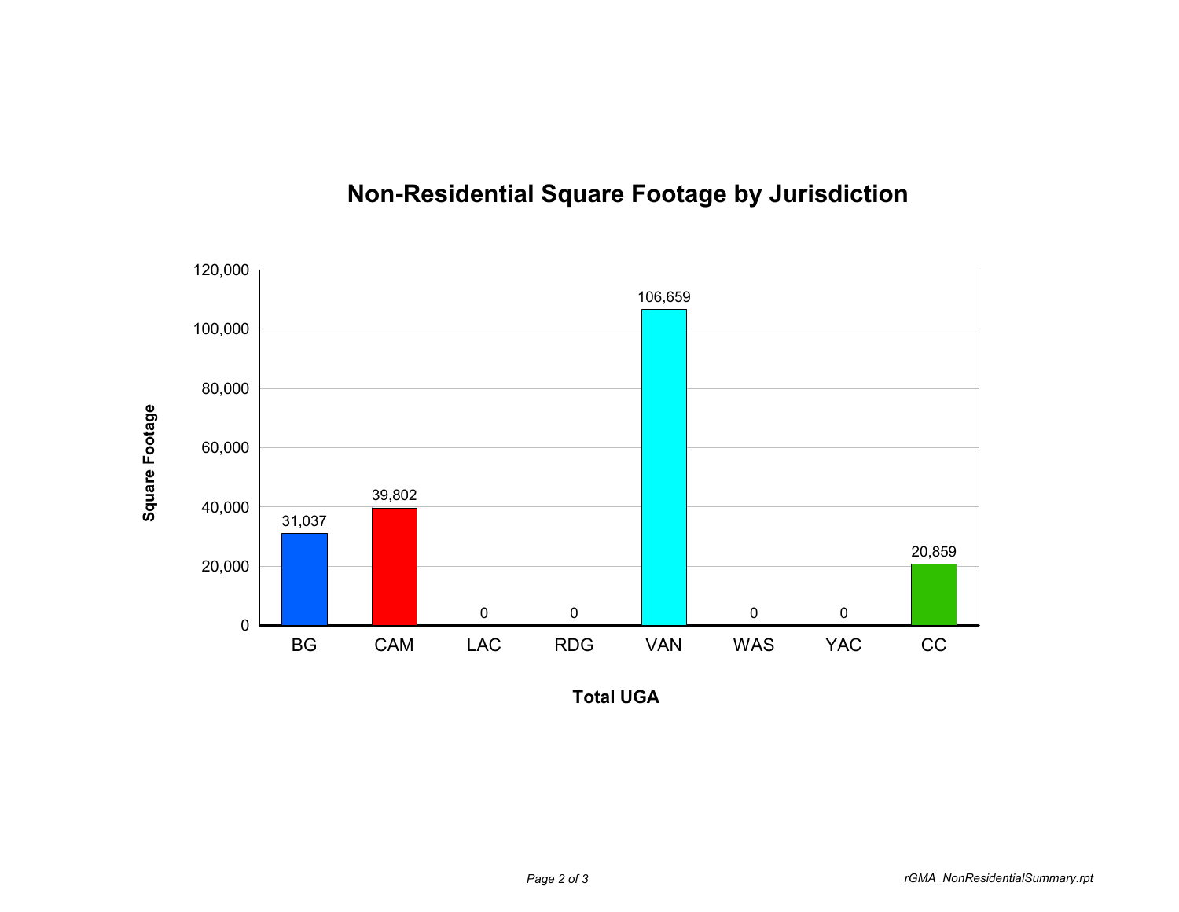## Non-Residential Square Footage by Jurisdiction

| Jurisdiction | Square Footage |
|---|---|
| BG | 31,037 |
| CAM | 39,802 |
| LAC | 0 |
| RDG | 0 |
| VAN | 106,659 |
| WAS | 0 |
| YAC | 0 |
| CC | 20,859 |

Square Footage

Total UGA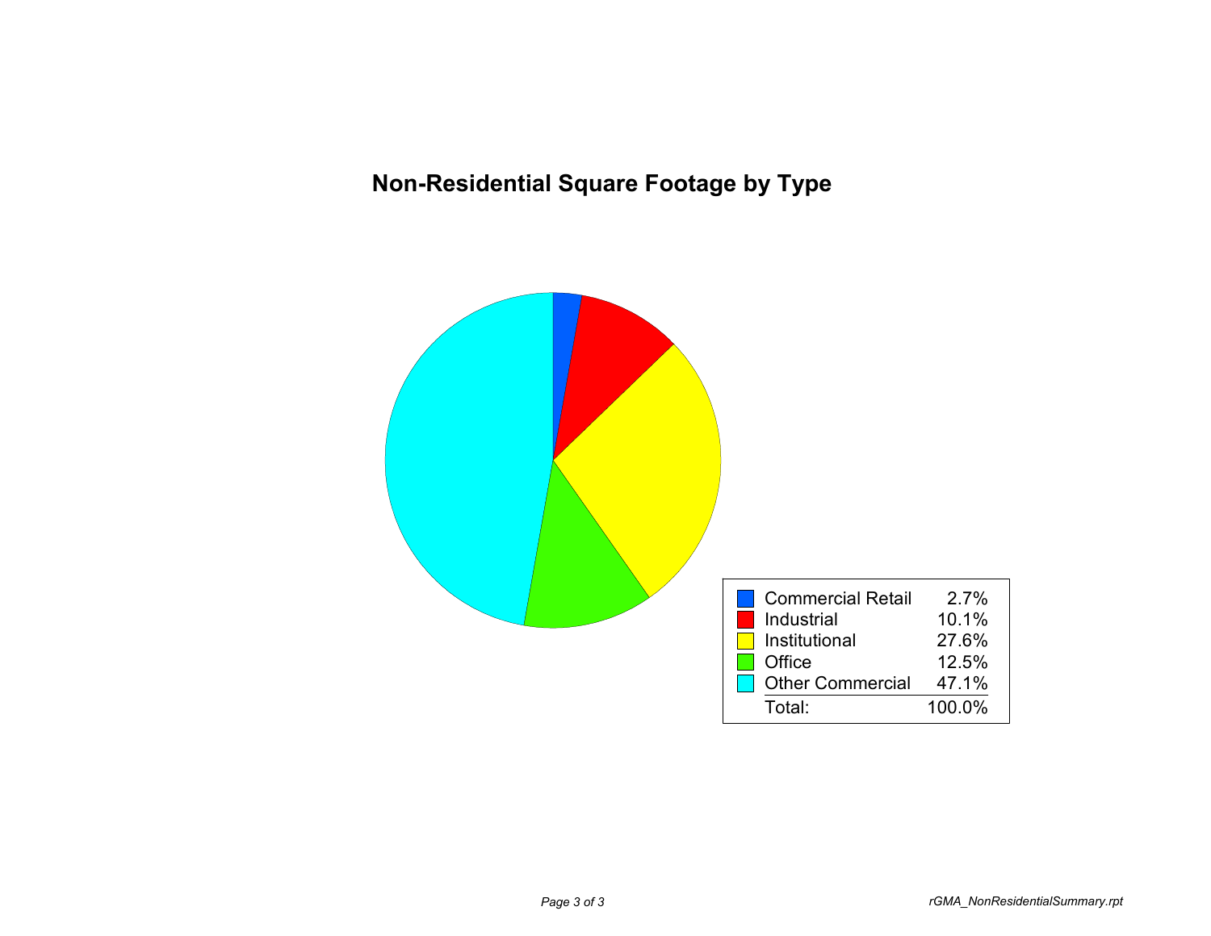# Non-Residential Square Footage by Type

Commercial Retail 2.7%
Industrial 10.1%
Institutional 27.6%
Office 12.5%
Other Commercial 47.1%
Total: 100.0%

*rGMA_NonResidentialSummary.rpt*